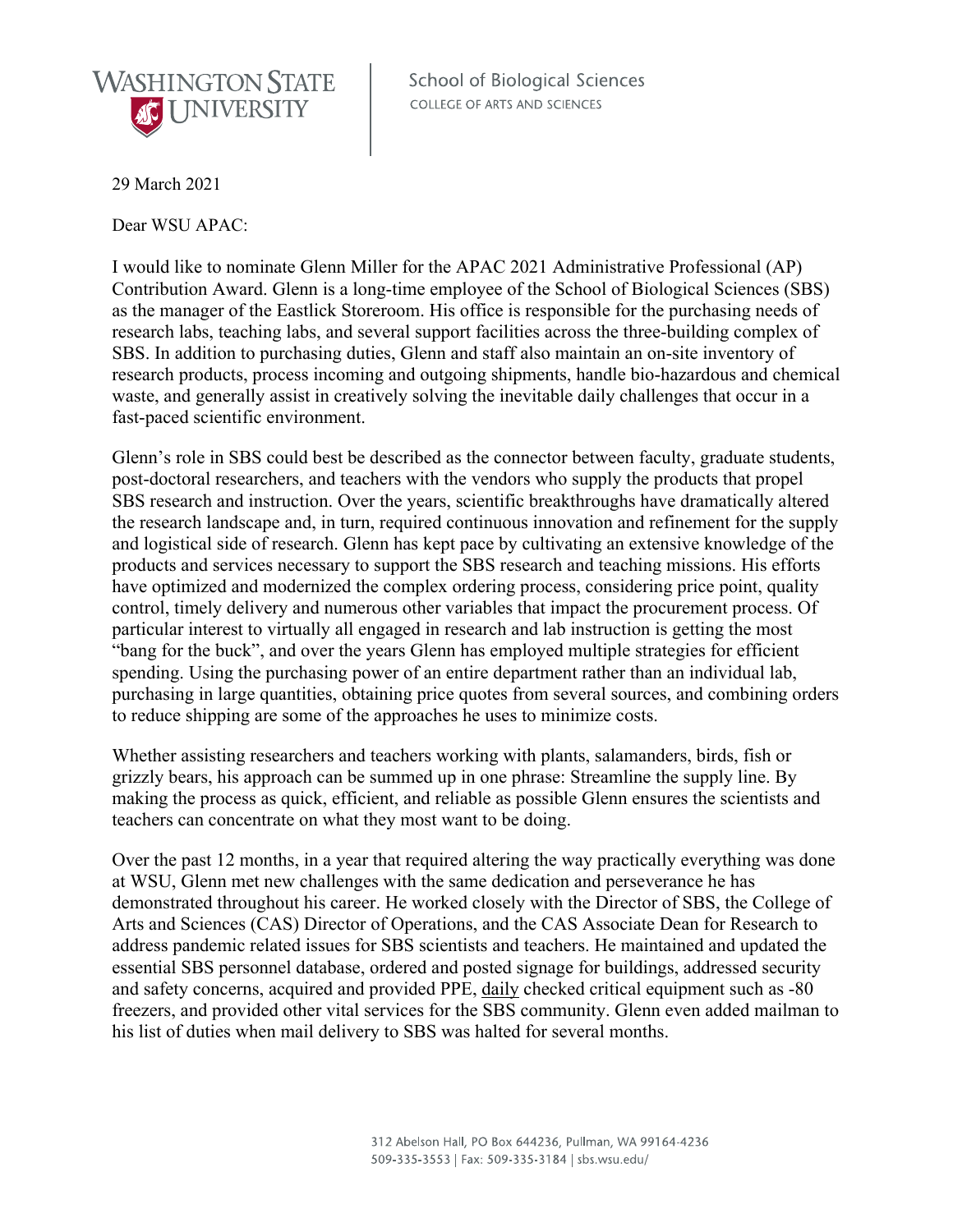WASHINGTON STATE UNIVERSITY

School of Biological Sciences
COLLEGE OF ARTS AND SCIENCES

29 March 2021

Dear WSU APAC:

I would like to nominate Glenn Miller for the APAC 2021 Administrative Professional (AP) Contribution Award. Glenn is a long-time employee of the School of Biological Sciences (SBS) as the manager of the Eastlick Storeroom. His office is responsible for the purchasing needs of research labs, teaching labs, and several support facilities across the three-building complex of SBS. In addition to purchasing duties, Glenn and staff also maintain an on-site inventory of research products, process incoming and outgoing shipments, handle bio-hazardous and chemical waste, and generally assist in creatively solving the inevitable daily challenges that occur in a fast-paced scientific environment.

Glenn's role in SBS could best be described as the connector between faculty, graduate students, post-doctoral researchers, and teachers with the vendors who supply the products that propel SBS research and instruction. Over the years, scientific breakthroughs have dramatically altered the research landscape and, in turn, required continuous innovation and refinement for the supply and logistical side of research. Glenn has kept pace by cultivating an extensive knowledge of the products and services necessary to support the SBS research and teaching missions. His efforts have optimized and modernized the complex ordering process, considering price point, quality control, timely delivery and numerous other variables that impact the procurement process. Of particular interest to virtually all engaged in research and lab instruction is getting the most "bang for the buck", and over the years Glenn has employed multiple strategies for efficient spending. Using the purchasing power of an entire department rather than an individual lab, purchasing in large quantities, obtaining price quotes from several sources, and combining orders to reduce shipping are some of the approaches he uses to minimize costs.

Whether assisting researchers and teachers working with plants, salamanders, birds, fish or grizzly bears, his approach can be summed up in one phrase: Streamline the supply line. By making the process as quick, efficient, and reliable as possible Glenn ensures the scientists and teachers can concentrate on what they most want to be doing.

Over the past 12 months, in a year that required altering the way practically everything was done at WSU, Glenn met new challenges with the same dedication and perseverance he has demonstrated throughout his career. He worked closely with the Director of SBS, the College of Arts and Sciences (CAS) Director of Operations, and the CAS Associate Dean for Research to address pandemic related issues for SBS scientists and teachers. He maintained and updated the essential SBS personnel database, ordered and posted signage for buildings, addressed security and safety concerns, acquired and provided PPE, daily checked critical equipment such as -80 freezers, and provided other vital services for the SBS community. Glenn even added mailman to his list of duties when mail delivery to SBS was halted for several months.

312 Abelson Hall, PO Box 644236, Pullman, WA 99164-4236
509-335-3553 | Fax: 509-335-3184 | sbs.wsu.edu/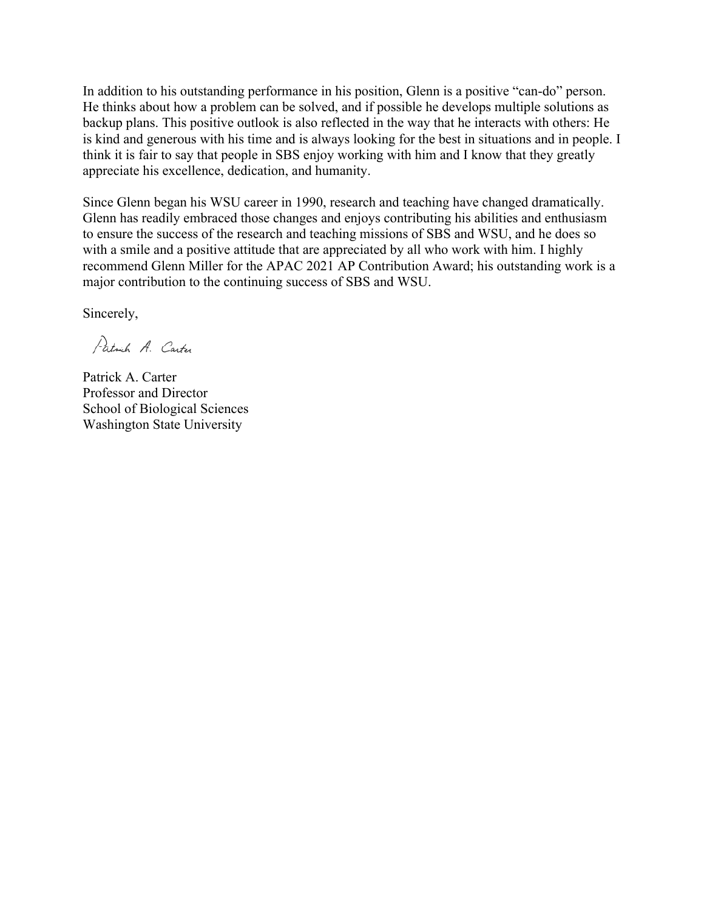In addition to his outstanding performance in his position, Glenn is a positive "can-do" person. He thinks about how a problem can be solved, and if possible he develops multiple solutions as backup plans. This positive outlook is also reflected in the way that he interacts with others: He is kind and generous with his time and is always looking for the best in situations and in people. I think it is fair to say that people in SBS enjoy working with him and I know that they greatly appreciate his excellence, dedication, and humanity.

Since Glenn began his WSU career in 1990, research and teaching have changed dramatically. Glenn has readily embraced those changes and enjoys contributing his abilities and enthusiasm to ensure the success of the research and teaching missions of SBS and WSU, and he does so with a smile and a positive attitude that are appreciated by all who work with him. I highly recommend Glenn Miller for the APAC 2021 AP Contribution Award; his outstanding work is a major contribution to the continuing success of SBS and WSU.

Sincerely,

Patrick A. Carter

Patrick A. Carter
Professor and Director
School of Biological Sciences
Washington State University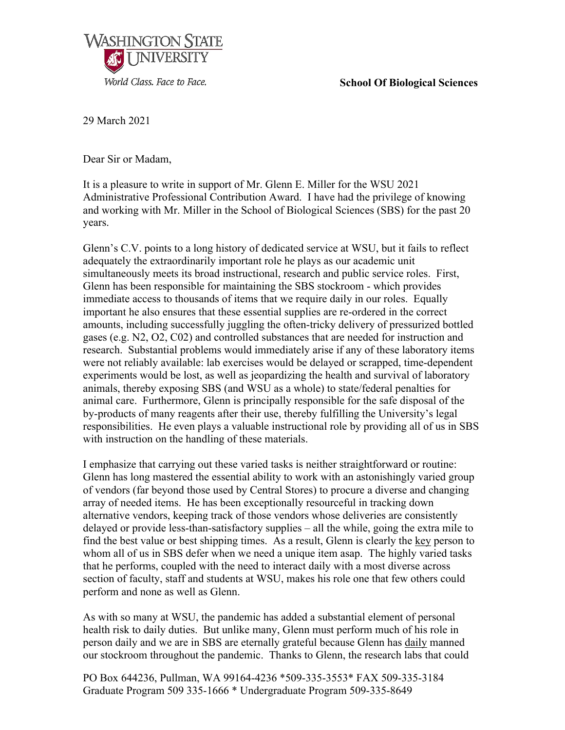WASHINGTON STATE UNIVERSITY

*World Class. Face to Face.*

**School Of Biological Sciences**

29 March 2021

Dear Sir or Madam,

It is a pleasure to write in support of Mr. Glenn E. Miller for the WSU 2021 Administrative Professional Contribution Award. I have had the privilege of knowing and working with Mr. Miller in the School of Biological Sciences (SBS) for the past 20 years.

Glenn's C.V. points to a long history of dedicated service at WSU, but it fails to reflect adequately the extraordinarily important role he plays as our academic unit simultaneously meets its broad instructional, research and public service roles. First, Glenn has been responsible for maintaining the SBS stockroom - which provides immediate access to thousands of items that we require daily in our roles. Equally important he also ensures that these essential supplies are re-ordered in the correct amounts, including successfully juggling the often-tricky delivery of pressurized bottled gases (e.g. $N_2$, $O_2$, $CO_2$) and controlled substances that are needed for instruction and research. Substantial problems would immediately arise if any of these laboratory items were not reliably available: lab exercises would be delayed or scrapped, time-dependent experiments would be lost, as well as jeopardizing the health and survival of laboratory animals, thereby exposing SBS (and WSU as a whole) to state/federal penalties for animal care. Furthermore, Glenn is principally responsible for the safe disposal of the by-products of many reagents after their use, thereby fulfilling the University's legal responsibilities. He even plays a valuable instructional role by providing all of us in SBS with instruction on the handling of these materials.

I emphasize that carrying out these varied tasks is neither straightforward or routine: Glenn has long mastered the essential ability to work with an astonishingly varied group of vendors (far beyond those used by Central Stores) to procure a diverse and changing array of needed items. He has been exceptionally resourceful in tracking down alternative vendors, keeping track of those vendors whose deliveries are consistently delayed or provide less-than-satisfactory supplies – all the while, going the extra mile to find the best value or best shipping times. As a result, Glenn is clearly the <u>key</u> person to whom all of us in SBS defer when we need a unique item asap. The highly varied tasks that he performs, coupled with the need to interact daily with a most diverse across section of faculty, staff and students at WSU, makes his role one that few others could perform and none as well as Glenn.

As with so many at WSU, the pandemic has added a substantial element of personal health risk to daily duties. But unlike many, Glenn must perform much of his role in person daily and we are in SBS are eternally grateful because Glenn has <u>daily</u> manned our stockroom throughout the pandemic. Thanks to Glenn, the research labs that could

PO Box 644236, Pullman, WA 99164-4236 *509-335-3553* FAX 509-335-3184
Graduate Program 509 335-1666 * Undergraduate Program 509-335-8649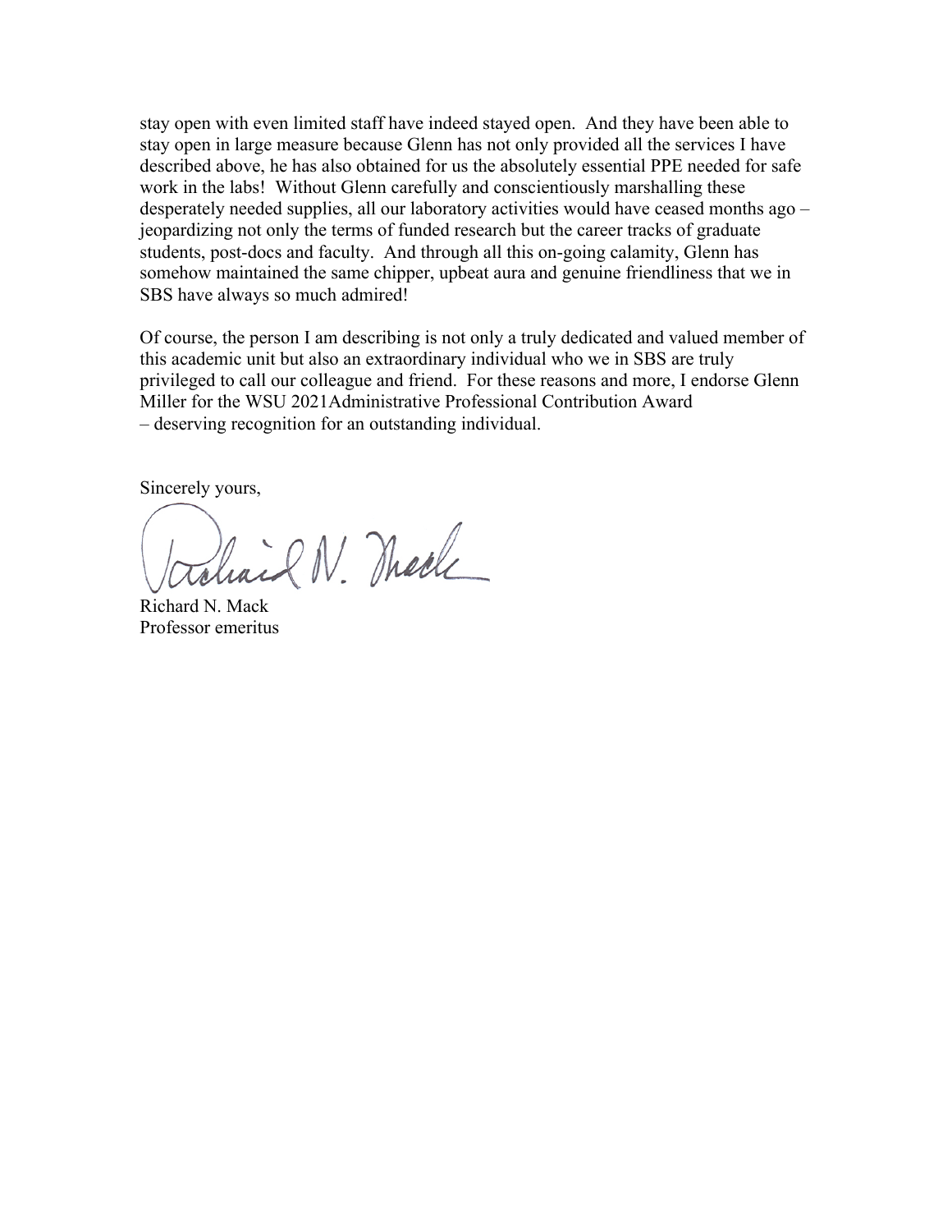stay open with even limited staff have indeed stayed open. And they have been able to stay open in large measure because Glenn has not only provided all the services I have described above, he has also obtained for us the absolutely essential PPE needed for safe work in the labs! Without Glenn carefully and conscientiously marshalling these desperately needed supplies, all our laboratory activities would have ceased months ago – jeopardizing not only the terms of funded research but the career tracks of graduate students, post-docs and faculty. And through all this on-going calamity, Glenn has somehow maintained the same chipper, upbeat aura and genuine friendliness that we in SBS have always so much admired!

Of course, the person I am describing is not only a truly dedicated and valued member of this academic unit but also an extraordinary individual who we in SBS are truly privileged to call our colleague and friend. For these reasons and more, I endorse Glenn Miller for the WSU 2021Administrative Professional Contribution Award – deserving recognition for an outstanding individual.

Sincerely yours,

Richard N. Mack
Professor emeritus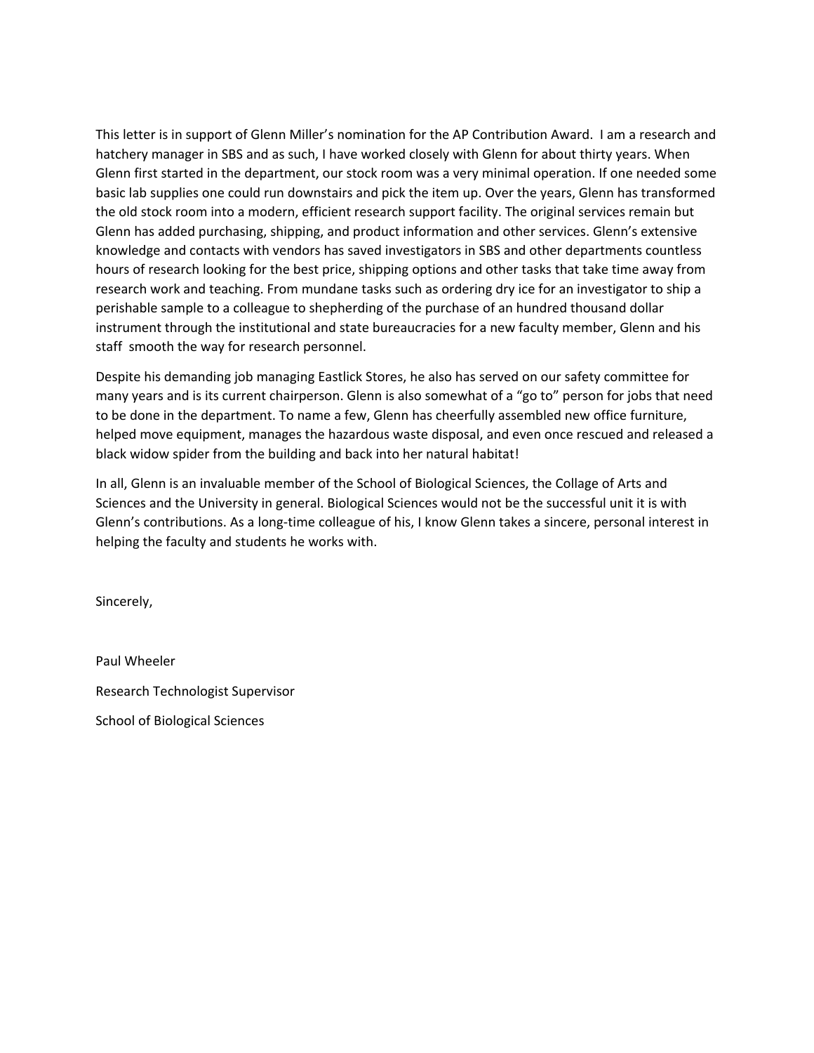This letter is in support of Glenn Miller's nomination for the AP Contribution Award. I am a research and hatchery manager in SBS and as such, I have worked closely with Glenn for about thirty years. When Glenn first started in the department, our stock room was a very minimal operation. If one needed some basic lab supplies one could run downstairs and pick the item up. Over the years, Glenn has transformed the old stock room into a modern, efficient research support facility. The original services remain but Glenn has added purchasing, shipping, and product information and other services. Glenn's extensive knowledge and contacts with vendors has saved investigators in SBS and other departments countless hours of research looking for the best price, shipping options and other tasks that take time away from research work and teaching. From mundane tasks such as ordering dry ice for an investigator to ship a perishable sample to a colleague to shepherding of the purchase of an hundred thousand dollar instrument through the institutional and state bureaucracies for a new faculty member, Glenn and his staff smooth the way for research personnel.

Despite his demanding job managing Eastlick Stores, he also has served on our safety committee for many years and is its current chairperson. Glenn is also somewhat of a "go to" person for jobs that need to be done in the department. To name a few, Glenn has cheerfully assembled new office furniture, helped move equipment, manages the hazardous waste disposal, and even once rescued and released a black widow spider from the building and back into her natural habitat!

In all, Glenn is an invaluable member of the School of Biological Sciences, the Collage of Arts and Sciences and the University in general. Biological Sciences would not be the successful unit it is with Glenn's contributions. As a long-time colleague of his, I know Glenn takes a sincere, personal interest in helping the faculty and students he works with.

Sincerely,

Paul Wheeler

Research Technologist Supervisor

School of Biological Sciences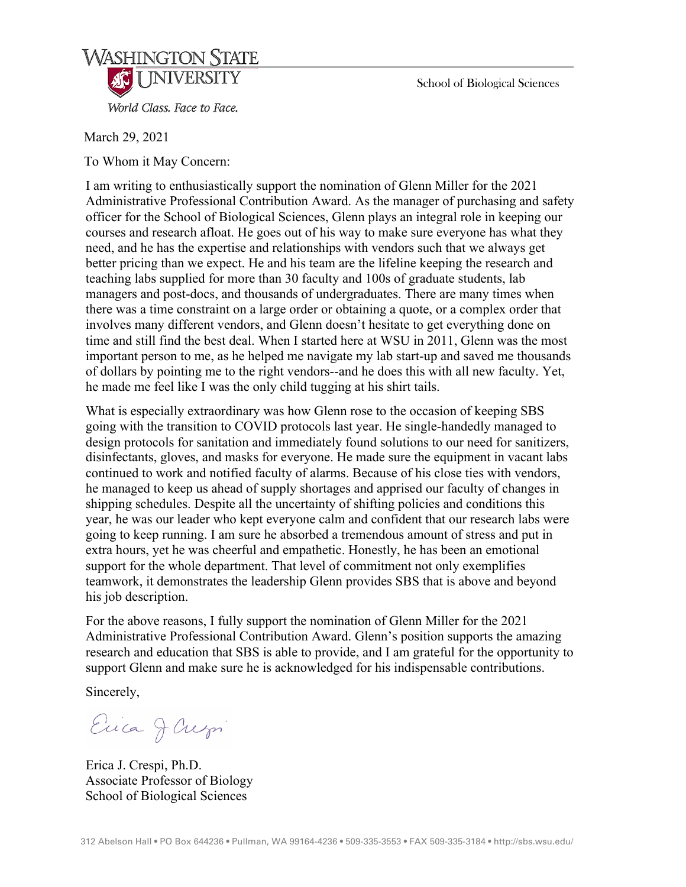WASHINGTON STATE UNIVERSITY

*World Class. Face to Face.*

School of Biological Sciences

March 29, 2021

To Whom it May Concern:

I am writing to enthusiastically support the nomination of Glenn Miller for the 2021 Administrative Professional Contribution Award. As the manager of purchasing and safety officer for the School of Biological Sciences, Glenn plays an integral role in keeping our courses and research afloat. He goes out of his way to make sure everyone has what they need, and he has the expertise and relationships with vendors such that we always get better pricing than we expect. He and his team are the lifeline keeping the research and teaching labs supplied for more than 30 faculty and 100s of graduate students, lab managers and post-docs, and thousands of undergraduates. There are many times when there was a time constraint on a large order or obtaining a quote, or a complex order that involves many different vendors, and Glenn doesn't hesitate to get everything done on time and still find the best deal. When I started here at WSU in 2011, Glenn was the most important person to me, as he helped me navigate my lab start-up and saved me thousands of dollars by pointing me to the right vendors--and he does this with all new faculty. Yet, he made me feel like I was the only child tugging at his shirt tails.

What is especially extraordinary was how Glenn rose to the occasion of keeping SBS going with the transition to COVID protocols last year. He single-handedly managed to design protocols for sanitation and immediately found solutions to our need for sanitizers, disinfectants, gloves, and masks for everyone. He made sure the equipment in vacant labs continued to work and notified faculty of alarms. Because of his close ties with vendors, he managed to keep us ahead of supply shortages and apprised our faculty of changes in shipping schedules. Despite all the uncertainty of shifting policies and conditions this year, he was our leader who kept everyone calm and confident that our research labs were going to keep running. I am sure he absorbed a tremendous amount of stress and put in extra hours, yet he was cheerful and empathetic. Honestly, he has been an emotional support for the whole department. That level of commitment not only exemplifies teamwork, it demonstrates the leadership Glenn provides SBS that is above and beyond his job description.

For the above reasons, I fully support the nomination of Glenn Miller for the 2021 Administrative Professional Contribution Award. Glenn's position supports the amazing research and education that SBS is able to provide, and I am grateful for the opportunity to support Glenn and make sure he is acknowledged for his indispensable contributions.

Sincerely,

Erica J Crespi

Erica J. Crespi, Ph.D.
Associate Professor of Biology
School of Biological Sciences

312 Abelson Hall • PO Box 644236 • Pullman, WA 99164-4236 • 509-335-3553 • FAX 509-335-3184 • http://sbs.wsu.edu/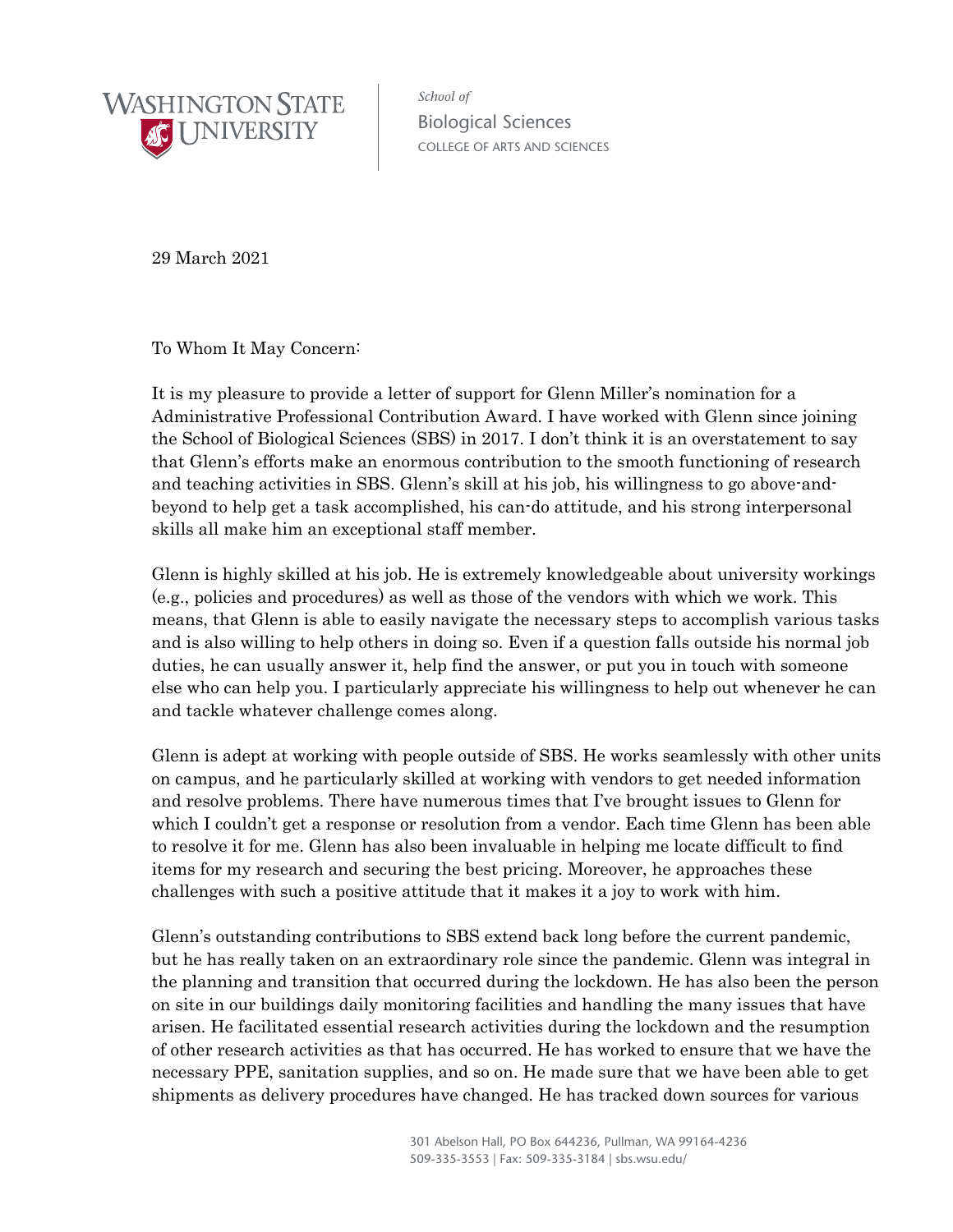29 March 2021

To Whom It May Concern:

It is my pleasure to provide a letter of support for Glenn Miller's nomination for a Administrative Professional Contribution Award. I have worked with Glenn since joining the School of Biological Sciences (SBS) in 2017. I don't think it is an overstatement to say that Glenn's efforts make an enormous contribution to the smooth functioning of research and teaching activities in SBS. Glenn's skill at his job, his willingness to go above-and-beyond to help get a task accomplished, his can-do attitude, and his strong interpersonal skills all make him an exceptional staff member.

Glenn is highly skilled at his job. He is extremely knowledgeable about university workings (e.g., policies and procedures) as well as those of the vendors with which we work. This means, that Glenn is able to easily navigate the necessary steps to accomplish various tasks and is also willing to help others in doing so. Even if a question falls outside his normal job duties, he can usually answer it, help find the answer, or put you in touch with someone else who can help you. I particularly appreciate his willingness to help out whenever he can and tackle whatever challenge comes along.

Glenn is adept at working with people outside of SBS. He works seamlessly with other units on campus, and he particularly skilled at working with vendors to get needed information and resolve problems. There have numerous times that I've brought issues to Glenn for which I couldn't get a response or resolution from a vendor. Each time Glenn has been able to resolve it for me. Glenn has also been invaluable in helping me locate difficult to find items for my research and securing the best pricing. Moreover, he approaches these challenges with such a positive attitude that it makes it a joy to work with him.

Glenn's outstanding contributions to SBS extend back long before the current pandemic, but he has really taken on an extraordinary role since the pandemic. Glenn was integral in the planning and transition that occurred during the lockdown. He has also been the person on site in our buildings daily monitoring facilities and handling the many issues that have arisen. He facilitated essential research activities during the lockdown and the resumption of other research activities as that has occurred. He has worked to ensure that we have the necessary PPE, sanitation supplies, and so on. He made sure that we have been able to get shipments as delivery procedures have changed. He has tracked down sources for various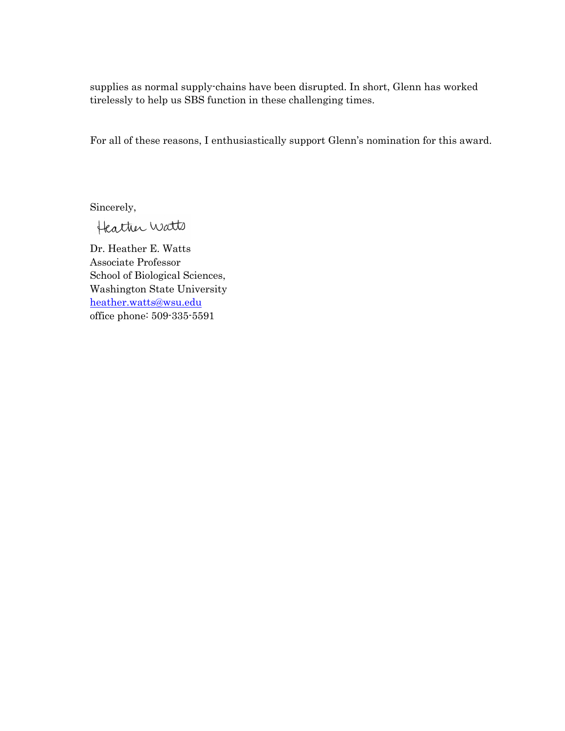supplies as normal supply-chains have been disrupted. In short, Glenn has worked tirelessly to help us SBS function in these challenging times.

For all of these reasons, I enthusiastically support Glenn's nomination for this award.

Sincerely,

Heather Watts

Dr. Heather E. Watts
Associate Professor
School of Biological Sciences,
Washington State University
heather.watts@wsu.edu
office phone: 509-335-5591